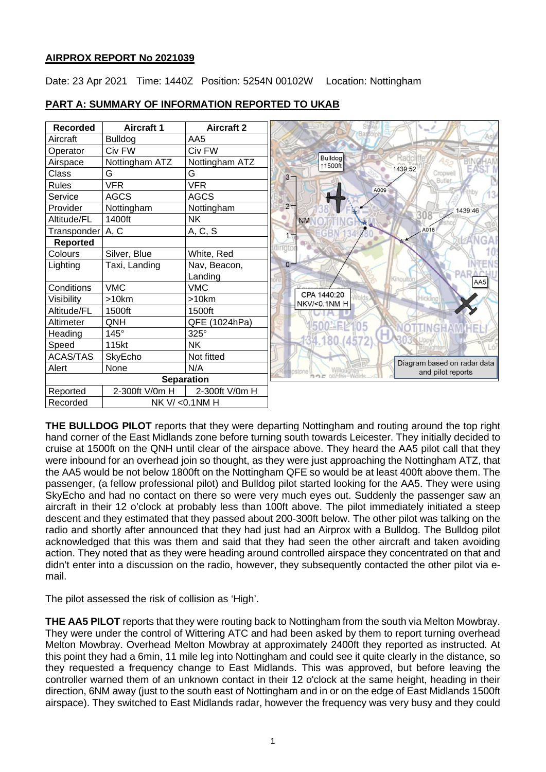## AIRPROX REPORT No 2021039

Date: 23 Apr 2021 Time: 1440Z Position: 5254N 00102W Location: Nottingham

## PART A: SUMMARY OF INFORMATION REPORTED TO UKAB

| Recorded | Aircraft 1 | Aircraft 2 |
|---|---|---|
| Aircraft | Bulldog | AA5 |
| Operator | Civ FW | Civ FW |
| Airspace | Nottingham ATZ | Nottingham ATZ |
| Class | G | G |
| Rules | VFR | VFR |
| Service | AGCS | AGCS |
| Provider | Nottingham | Nottingham |
| Altitude/FL | 1400ft | NK |
| Transponder | A, C | A, C, S |
| **Reported** | | |
| Colours | Silver, Blue | White, Red |
| Lighting | Taxi, Landing | Nav, Beacon, Landing |
| Conditions | VMC | VMC |
| Visibility | >10km | >10km |
| Altitude/FL | 1500ft | 1500ft |
| Altimeter | QNH | QFE (1024hPa) |
| Heading | 145° | 325° |
| Speed | 115kt | NK |
| ACAS/TAS | SkyEcho | Not fitted |
| Alert | None | N/A |
| **Separation** | | |
| Reported | 2-300ft V/0m H | 2-300ft V/0m H |
| Recorded | NK V/ <0.1NM H | |

Diagram based on radar data and pilot reports

**THE BULLDOG PILOT** reports that they were departing Nottingham and routing around the top right hand corner of the East Midlands zone before turning south towards Leicester. They initially decided to cruise at 1500ft on the QNH until clear of the airspace above. They heard the AA5 pilot call that they were inbound for an overhead join so thought, as they were just approaching the Nottingham ATZ, that the AA5 would be not below 1800ft on the Nottingham QFE so would be at least 400ft above them. The passenger, (a fellow professional pilot) and Bulldog pilot started looking for the AA5. They were using SkyEcho and had no contact on there so were very much eyes out. Suddenly the passenger saw an aircraft in their 12 o'clock at probably less than 100ft above. The pilot immediately initiated a steep descent and they estimated that they passed about 200-300ft below. The other pilot was talking on the radio and shortly after announced that they had just had an Airprox with a Bulldog. The Bulldog pilot acknowledged that this was them and said that they had seen the other aircraft and taken avoiding action. They noted that as they were heading around controlled airspace they concentrated on that and didn't enter into a discussion on the radio, however, they subsequently contacted the other pilot via e-mail.

The pilot assessed the risk of collision as 'High'.

**THE AA5 PILOT** reports that they were routing back to Nottingham from the south via Melton Mowbray. They were under the control of Wittering ATC and had been asked by them to report turning overhead Melton Mowbray. Overhead Melton Mowbray at approximately 2400ft they reported as instructed. At this point they had a 6min, 11 mile leg into Nottingham and could see it quite clearly in the distance, so they requested a frequency change to East Midlands. This was approved, but before leaving the controller warned them of an unknown contact in their 12 o'clock at the same height, heading in their direction, 6NM away (just to the south east of Nottingham and in or on the edge of East Midlands 1500ft airspace). They switched to East Midlands radar, however the frequency was very busy and they could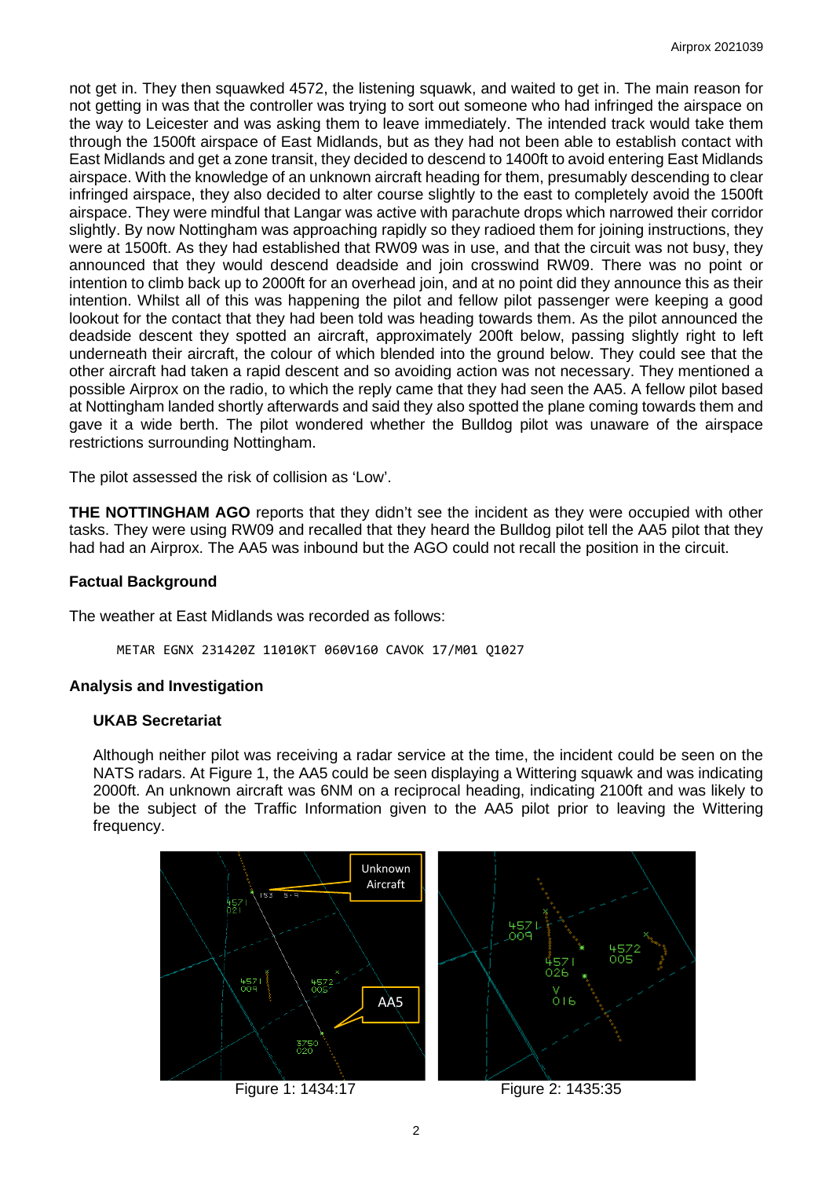not get in. They then squawked 4572, the listening squawk, and waited to get in. The main reason for not getting in was that the controller was trying to sort out someone who had infringed the airspace on the way to Leicester and was asking them to leave immediately. The intended track would take them through the 1500ft airspace of East Midlands, but as they had not been able to establish contact with East Midlands and get a zone transit, they decided to descend to 1400ft to avoid entering East Midlands airspace. With the knowledge of an unknown aircraft heading for them, presumably descending to clear infringed airspace, they also decided to alter course slightly to the east to completely avoid the 1500ft airspace. They were mindful that Langar was active with parachute drops which narrowed their corridor slightly. By now Nottingham was approaching rapidly so they radioed them for joining instructions, they were at 1500ft. As they had established that RW09 was in use, and that the circuit was not busy, they announced that they would descend deadside and join crosswind RW09. There was no point or intention to climb back up to 2000ft for an overhead join, and at no point did they announce this as their intention. Whilst all of this was happening the pilot and fellow pilot passenger were keeping a good lookout for the contact that they had been told was heading towards them. As the pilot announced the deadside descent they spotted an aircraft, approximately 200ft below, passing slightly right to left underneath their aircraft, the colour of which blended into the ground below. They could see that the other aircraft had taken a rapid descent and so avoiding action was not necessary. They mentioned a possible Airprox on the radio, to which the reply came that they had seen the AA5. A fellow pilot based at Nottingham landed shortly afterwards and said they also spotted the plane coming towards them and gave it a wide berth. The pilot wondered whether the Bulldog pilot was unaware of the airspace restrictions surrounding Nottingham.

The pilot assessed the risk of collision as 'Low'.

**THE NOTTINGHAM AGO** reports that they didn't see the incident as they were occupied with other tasks. They were using RW09 and recalled that they heard the Bulldog pilot tell the AA5 pilot that they had had an Airprox. The AA5 was inbound but the AGO could not recall the position in the circuit.

### Factual Background

The weather at East Midlands was recorded as follows:

```
METAR EGNX 231420Z 11010KT 060V160 CAVOK 17/M01 Q1027
```

### Analysis and Investigation

#### UKAB Secretariat

Although neither pilot was receiving a radar service at the time, the incident could be seen on the NATS radars. At Figure 1, the AA5 could be seen displaying a Wittering squawk and was indicating 2000ft. An unknown aircraft was 6NM on a reciprocal heading, indicating 2100ft and was likely to be the subject of the Traffic Information given to the AA5 pilot prior to leaving the Wittering frequency.

Figure 1: 1434:17

Figure 2: 1435:35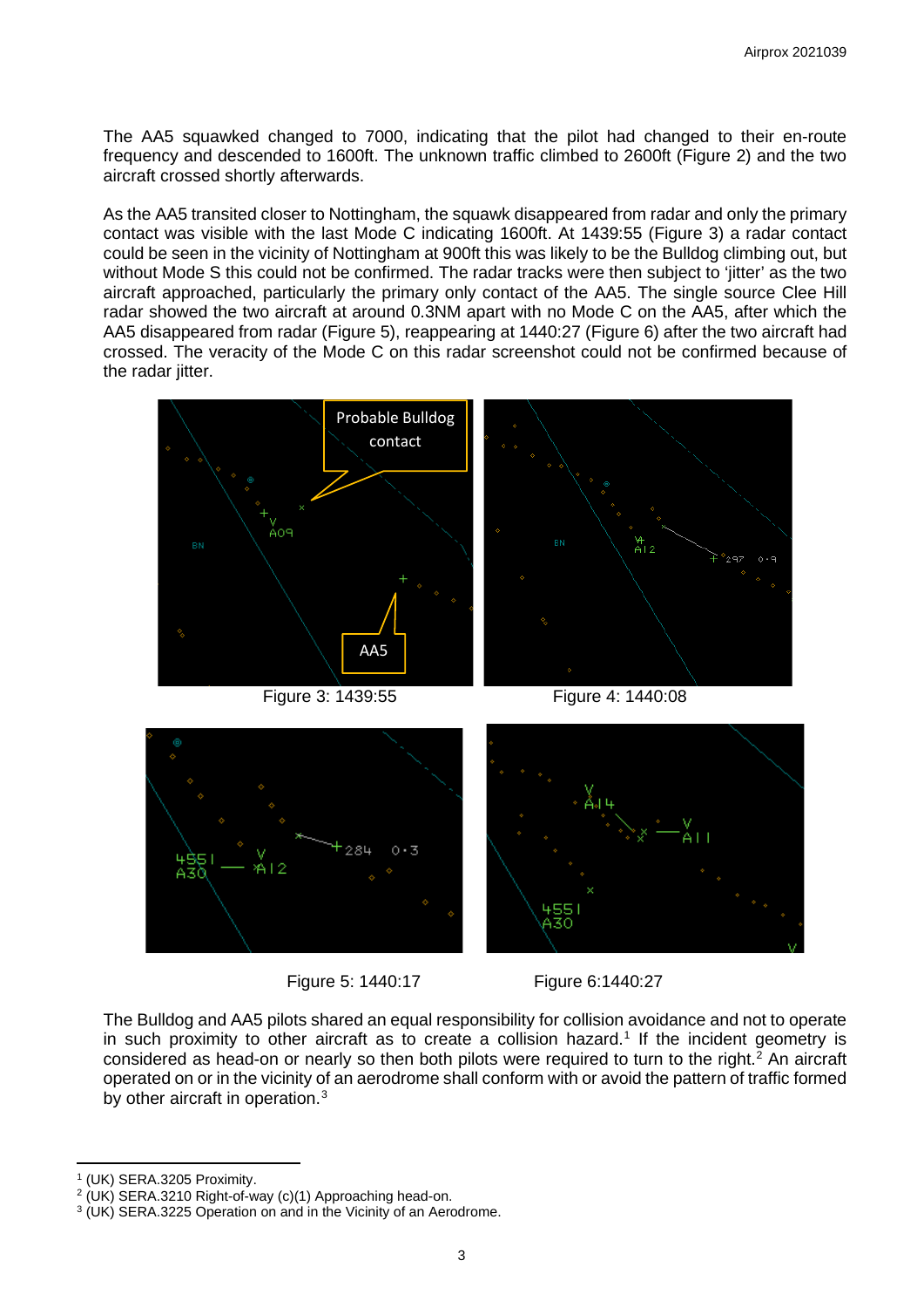The AA5 squawked changed to 7000, indicating that the pilot had changed to their en-route frequency and descended to 1600ft. The unknown traffic climbed to 2600ft (Figure 2) and the two aircraft crossed shortly afterwards.

As the AA5 transited closer to Nottingham, the squawk disappeared from radar and only the primary contact was visible with the last Mode C indicating 1600ft. At 1439:55 (Figure 3) a radar contact could be seen in the vicinity of Nottingham at 900ft this was likely to be the Bulldog climbing out, but without Mode S this could not be confirmed. The radar tracks were then subject to 'jitter' as the two aircraft approached, particularly the primary only contact of the AA5. The single source Clee Hill radar showed the two aircraft at around 0.3NM apart with no Mode C on the AA5, after which the AA5 disappeared from radar (Figure 5), reappearing at 1440:27 (Figure 6) after the two aircraft had crossed. The veracity of the Mode C on this radar screenshot could not be confirmed because of the radar jitter.

Figure 3: 1439:55

Figure 4: 1440:08

Figure 5: 1440:17

Figure 6:1440:27

The Bulldog and AA5 pilots shared an equal responsibility for collision avoidance and not to operate in such proximity to other aircraft as to create a collision hazard.[1] If the incident geometry is considered as head-on or nearly so then both pilots were required to turn to the right.[2] An aircraft operated on or in the vicinity of an aerodrome shall conform with or avoid the pattern of traffic formed by other aircraft in operation.[3]

---

[1] (UK) SERA.3205 Proximity.
[2] (UK) SERA.3210 Right-of-way (c)(1) Approaching head-on.
[3] (UK) SERA.3225 Operation on and in the Vicinity of an Aerodrome.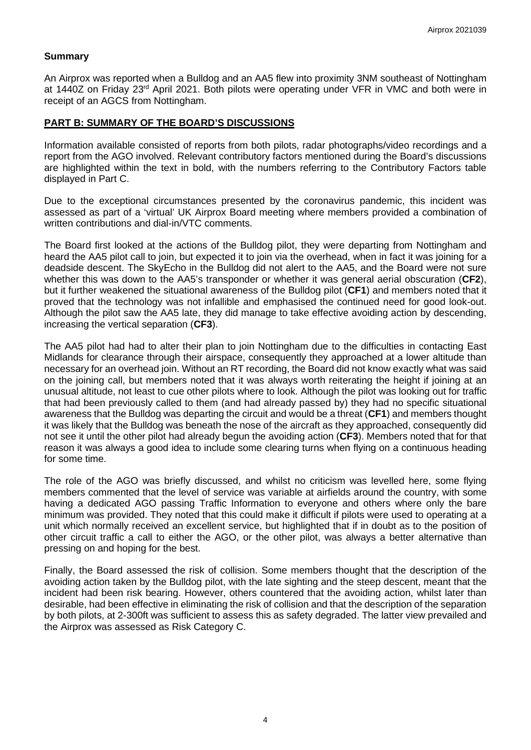## Summary

An Airprox was reported when a Bulldog and an AA5 flew into proximity 3NM southeast of Nottingham at 1440Z on Friday 23rd April 2021. Both pilots were operating under VFR in VMC and both were in receipt of an AGCS from Nottingham.

## PART B: SUMMARY OF THE BOARD'S DISCUSSIONS

Information available consisted of reports from both pilots, radar photographs/video recordings and a report from the AGO involved. Relevant contributory factors mentioned during the Board's discussions are highlighted within the text in bold, with the numbers referring to the Contributory Factors table displayed in Part C.

Due to the exceptional circumstances presented by the coronavirus pandemic, this incident was assessed as part of a 'virtual' UK Airprox Board meeting where members provided a combination of written contributions and dial-in/VTC comments.

The Board first looked at the actions of the Bulldog pilot, they were departing from Nottingham and heard the AA5 pilot call to join, but expected it to join via the overhead, when in fact it was joining for a deadside descent. The SkyEcho in the Bulldog did not alert to the AA5, and the Board were not sure whether this was down to the AA5's transponder or whether it was general aerial obscuration (**CF2**), but it further weakened the situational awareness of the Bulldog pilot (**CF1**) and members noted that it proved that the technology was not infallible and emphasised the continued need for good look-out. Although the pilot saw the AA5 late, they did manage to take effective avoiding action by descending, increasing the vertical separation (**CF3**).

The AA5 pilot had had to alter their plan to join Nottingham due to the difficulties in contacting East Midlands for clearance through their airspace, consequently they approached at a lower altitude than necessary for an overhead join. Without an RT recording, the Board did not know exactly what was said on the joining call, but members noted that it was always worth reiterating the height if joining at an unusual altitude, not least to cue other pilots where to look. Although the pilot was looking out for traffic that had been previously called to them (and had already passed by) they had no specific situational awareness that the Bulldog was departing the circuit and would be a threat (**CF1**) and members thought it was likely that the Bulldog was beneath the nose of the aircraft as they approached, consequently did not see it until the other pilot had already begun the avoiding action (**CF3**). Members noted that for that reason it was always a good idea to include some clearing turns when flying on a continuous heading for some time.

The role of the AGO was briefly discussed, and whilst no criticism was levelled here, some flying members commented that the level of service was variable at airfields around the country, with some having a dedicated AGO passing Traffic Information to everyone and others where only the bare minimum was provided. They noted that this could make it difficult if pilots were used to operating at a unit which normally received an excellent service, but highlighted that if in doubt as to the position of other circuit traffic a call to either the AGO, or the other pilot, was always a better alternative than pressing on and hoping for the best.

Finally, the Board assessed the risk of collision. Some members thought that the description of the avoiding action taken by the Bulldog pilot, with the late sighting and the steep descent, meant that the incident had been risk bearing. However, others countered that the avoiding action, whilst later than desirable, had been effective in eliminating the risk of collision and that the description of the separation by both pilots, at 2-300ft was sufficient to assess this as safety degraded. The latter view prevailed and the Airprox was assessed as Risk Category C.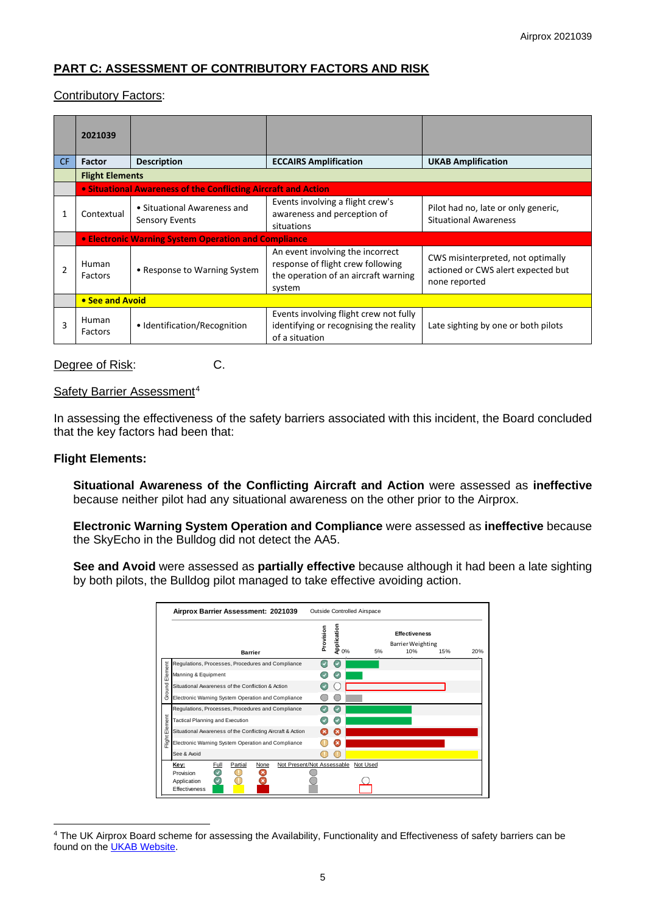## PART C: ASSESSMENT OF CONTRIBUTORY FACTORS AND RISK

Contributory Factors:

| | 2021039 | | | |
|---|---|---|---|---|
| CF | Factor | Description | ECCAIRS Amplification | UKAB Amplification |
| | **Flight Elements** | | | |
| | **• Situational Awareness of the Conflicting Aircraft and Action** | | | |
| 1 | Contextual | • Situational Awareness and Sensory Events | Events involving a flight crew's awareness and perception of situations | Pilot had no, late or only generic, Situational Awareness |
| | **• Electronic Warning System Operation and Compliance** | | | |
| 2 | Human Factors | • Response to Warning System | An event involving the incorrect response of flight crew following the operation of an aircraft warning system | CWS misinterpreted, not optimally actioned or CWS alert expected but none reported |
| | **• See and Avoid** | | | |
| 3 | Human Factors | • Identification/Recognition | Events involving flight crew not fully identifying or recognising the reality of a situation | Late sighting by one or both pilots |

Degree of Risk: C.

Safety Barrier Assessment[4]

In assessing the effectiveness of the safety barriers associated with this incident, the Board concluded that the key factors had been that:

**Flight Elements:**

**Situational Awareness of the Conflicting Aircraft and Action** were assessed as **ineffective** because neither pilot had any situational awareness on the other prior to the Airprox.

**Electronic Warning System Operation and Compliance** were assessed as **ineffective** because the SkyEcho in the Bulldog did not detect the AA5.

**See and Avoid** were assessed as **partially effective** because although it had been a late sighting by both pilots, the Bulldog pilot managed to take effective avoiding action.

Airprox Barrier Assessment: 2021039
Outside Controlled Airspace

Barrier
Provision
Application
Effectiveness
Barrier Weighting
0% 5% 10% 15% 20%

Ground Element
Regulations, Processes, Procedures and Compliance
Manning & Equipment
Situational Awareness of the Confliction & Action
Electronic Warning System Operation and Compliance

Flight Element
Regulations, Processes, Procedures and Compliance
Tactical Planning and Execution
Situational Awareness of the Conflicting Aircraft & Action
Electronic Warning System Operation and Compliance
See & Avoid

Key: Full Partial None Not Present/Not Assessable Not Used
Provision
Application
Effectiveness

[4] The UK Airprox Board scheme for assessing the Availability, Functionality and Effectiveness of safety barriers can be found on the UKAB Website.